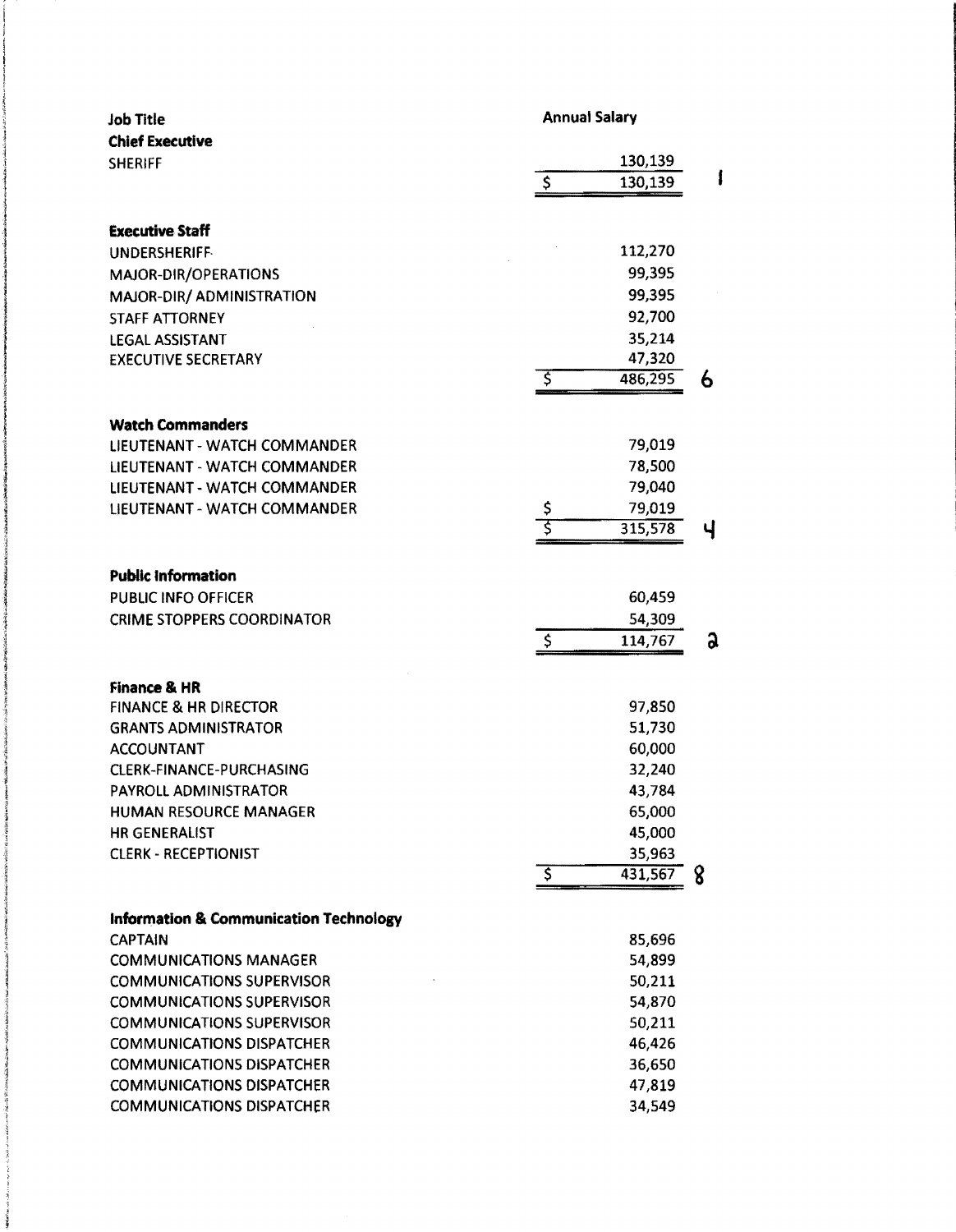| Job Title | Annual Salary | |
|---|---|---|
| **Chief Executive** | | |
| SHERIFF | 130,139 | |
| | $ 130,139 | 1 |
| **Executive Staff** | | |
| UNDERSHERIFF | 112,270 | |
| MAJOR-DIR/OPERATIONS | 99,395 | |
| MAJOR-DIR/ ADMINISTRATION | 99,395 | |
| STAFF ATTORNEY | 92,700 | |
| LEGAL ASSISTANT | 35,214 | |
| EXECUTIVE SECRETARY | 47,320 | |
| | $ 486,295 | 6 |
| **Watch Commanders** | | |
| LIEUTENANT - WATCH COMMANDER | 79,019 | |
| LIEUTENANT - WATCH COMMANDER | 78,500 | |
| LIEUTENANT - WATCH COMMANDER | 79,040 | |
| LIEUTENANT - WATCH COMMANDER | $ 79,019 | |
| | $ 315,578 | 4 |
| **Public Information** | | |
| PUBLIC INFO OFFICER | 60,459 | |
| CRIME STOPPERS COORDINATOR | 54,309 | |
| | $ 114,767 | 2 |
| **Finance & HR** | | |
| FINANCE & HR DIRECTOR | 97,850 | |
| GRANTS ADMINISTRATOR | 51,730 | |
| ACCOUNTANT | 60,000 | |
| CLERK-FINANCE-PURCHASING | 32,240 | |
| PAYROLL ADMINISTRATOR | 43,784 | |
| HUMAN RESOURCE MANAGER | 65,000 | |
| HR GENERALIST | 45,000 | |
| CLERK - RECEPTIONIST | 35,963 | |
| | $ 431,567 | 8 |
| **Information & Communication Technology** | | |
| CAPTAIN | 85,696 | |
| COMMUNICATIONS MANAGER | 54,899 | |
| COMMUNICATIONS SUPERVISOR | 50,211 | |
| COMMUNICATIONS SUPERVISOR | 54,870 | |
| COMMUNICATIONS SUPERVISOR | 50,211 | |
| COMMUNICATIONS DISPATCHER | 46,426 | |
| COMMUNICATIONS DISPATCHER | 36,650 | |
| COMMUNICATIONS DISPATCHER | 47,819 | |
| COMMUNICATIONS DISPATCHER | 34,549 | |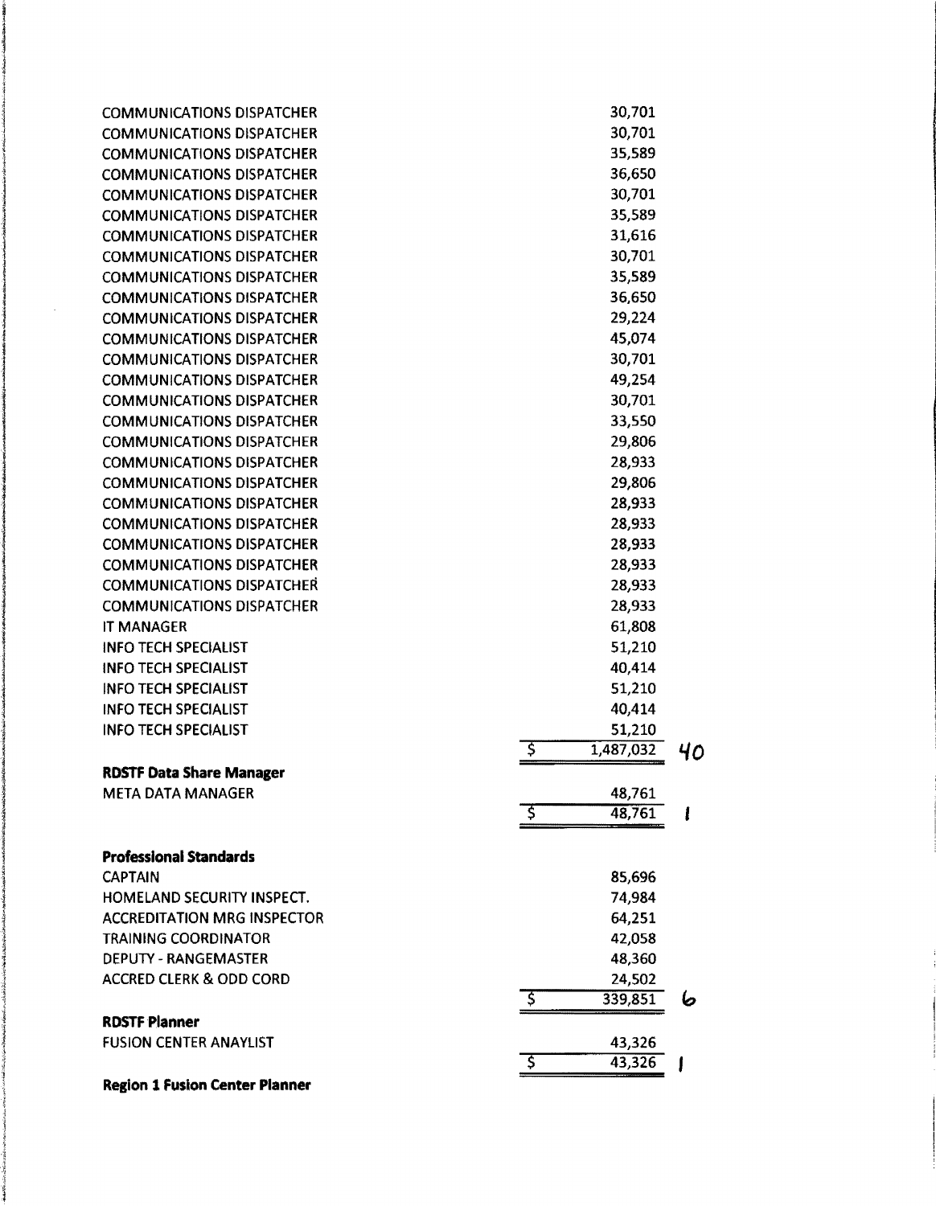| | | |
|---|---|---|
| COMMUNICATIONS DISPATCHER | 30,701 | |
| COMMUNICATIONS DISPATCHER | 30,701 | |
| COMMUNICATIONS DISPATCHER | 35,589 | |
| COMMUNICATIONS DISPATCHER | 36,650 | |
| COMMUNICATIONS DISPATCHER | 30,701 | |
| COMMUNICATIONS DISPATCHER | 35,589 | |
| COMMUNICATIONS DISPATCHER | 31,616 | |
| COMMUNICATIONS DISPATCHER | 30,701 | |
| COMMUNICATIONS DISPATCHER | 35,589 | |
| COMMUNICATIONS DISPATCHER | 36,650 | |
| COMMUNICATIONS DISPATCHER | 29,224 | |
| COMMUNICATIONS DISPATCHER | 45,074 | |
| COMMUNICATIONS DISPATCHER | 30,701 | |
| COMMUNICATIONS DISPATCHER | 49,254 | |
| COMMUNICATIONS DISPATCHER | 30,701 | |
| COMMUNICATIONS DISPATCHER | 33,550 | |
| COMMUNICATIONS DISPATCHER | 29,806 | |
| COMMUNICATIONS DISPATCHER | 28,933 | |
| COMMUNICATIONS DISPATCHER | 29,806 | |
| COMMUNICATIONS DISPATCHER | 28,933 | |
| COMMUNICATIONS DISPATCHER | 28,933 | |
| COMMUNICATIONS DISPATCHER | 28,933 | |
| COMMUNICATIONS DISPATCHER | 28,933 | |
| COMMUNICATIONS DISPATCHER | 28,933 | |
| COMMUNICATIONS DISPATCHER | 28,933 | |
| IT MANAGER | 61,808 | |
| INFO TECH SPECIALIST | 51,210 | |
| INFO TECH SPECIALIST | 40,414 | |
| INFO TECH SPECIALIST | 51,210 | |
| INFO TECH SPECIALIST | 40,414 | |
| INFO TECH SPECIALIST | 51,210 | |
| | $ 1,487,032 | 40 |
| **RDSTF Data Share Manager** | | |
| META DATA MANAGER | 48,761 | |
| | $ 48,761 | 1 |
| **Professional Standards** | | |
| CAPTAIN | 85,696 | |
| HOMELAND SECURITY INSPECT. | 74,984 | |
| ACCREDITATION MRG INSPECTOR | 64,251 | |
| TRAINING COORDINATOR | 42,058 | |
| DEPUTY - RANGEMASTER | 48,360 | |
| ACCRED CLERK & ODD CORD | 24,502 | |
| | $ 339,851 | 6 |
| **RDSTF Planner** | | |
| FUSION CENTER ANAYLIST | 43,326 | |
| | $ 43,326 | 1 |
| **Region 1 Fusion Center Planner** | | |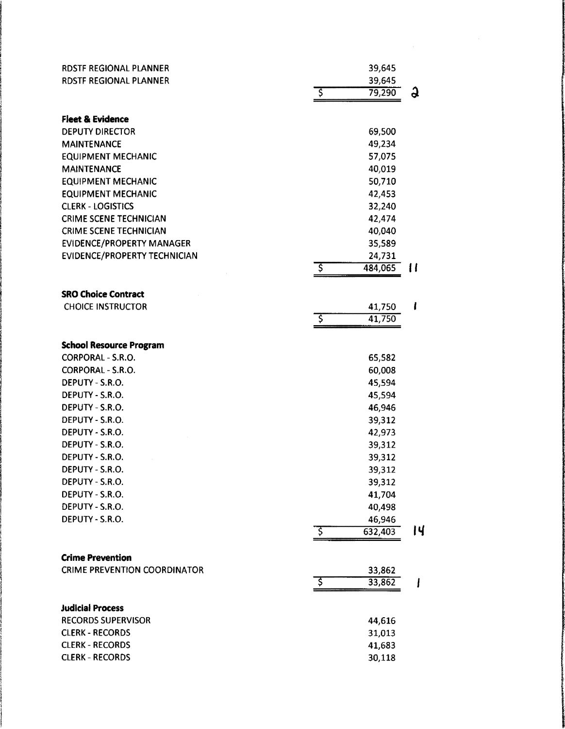| | | |
|---|---|---|
| RDSTF REGIONAL PLANNER | 39,645 | |
| RDSTF REGIONAL PLANNER | 39,645 | |
| | $ 79,290 | 2 |

**Fleet & Evidence**

| | | |
|---|---|---|
| DEPUTY DIRECTOR | 69,500 | |
| MAINTENANCE | 49,234 | |
| EQUIPMENT MECHANIC | 57,075 | |
| MAINTENANCE | 40,019 | |
| EQUIPMENT MECHANIC | 50,710 | |
| EQUIPMENT MECHANIC | 42,453 | |
| CLERK - LOGISTICS | 32,240 | |
| CRIME SCENE TECHNICIAN | 42,474 | |
| CRIME SCENE TECHNICIAN | 40,040 | |
| EVIDENCE/PROPERTY MANAGER | 35,589 | |
| EVIDENCE/PROPERTY TECHNICIAN | 24,731 | |
| | $ 484,065 | 11 |

**SRO Choice Contract**

| | | |
|---|---|---|
| CHOICE INSTRUCTOR | 41,750 | 1 |
| | $ 41,750 | |

**School Resource Program**

| | | |
|---|---|---|
| CORPORAL - S.R.O. | 65,582 | |
| CORPORAL - S.R.O. | 60,008 | |
| DEPUTY - S.R.O. | 45,594 | |
| DEPUTY - S.R.O. | 45,594 | |
| DEPUTY - S.R.O. | 46,946 | |
| DEPUTY - S.R.O. | 39,312 | |
| DEPUTY - S.R.O. | 42,973 | |
| DEPUTY - S.R.O. | 39,312 | |
| DEPUTY - S.R.O. | 39,312 | |
| DEPUTY - S.R.O. | 39,312 | |
| DEPUTY - S.R.O. | 39,312 | |
| DEPUTY - S.R.O. | 41,704 | |
| DEPUTY - S.R.O. | 40,498 | |
| DEPUTY - S.R.O. | 46,946 | |
| | $ 632,403 | 14 |

**Crime Prevention**

| | | |
|---|---|---|
| CRIME PREVENTION COORDINATOR | 33,862 | |
| | $ 33,862 | 1 |

**Judicial Process**

| | | |
|---|---|---|
| RECORDS SUPERVISOR | 44,616 | |
| CLERK - RECORDS | 31,013 | |
| CLERK - RECORDS | 41,683 | |
| CLERK - RECORDS | 30,118 | |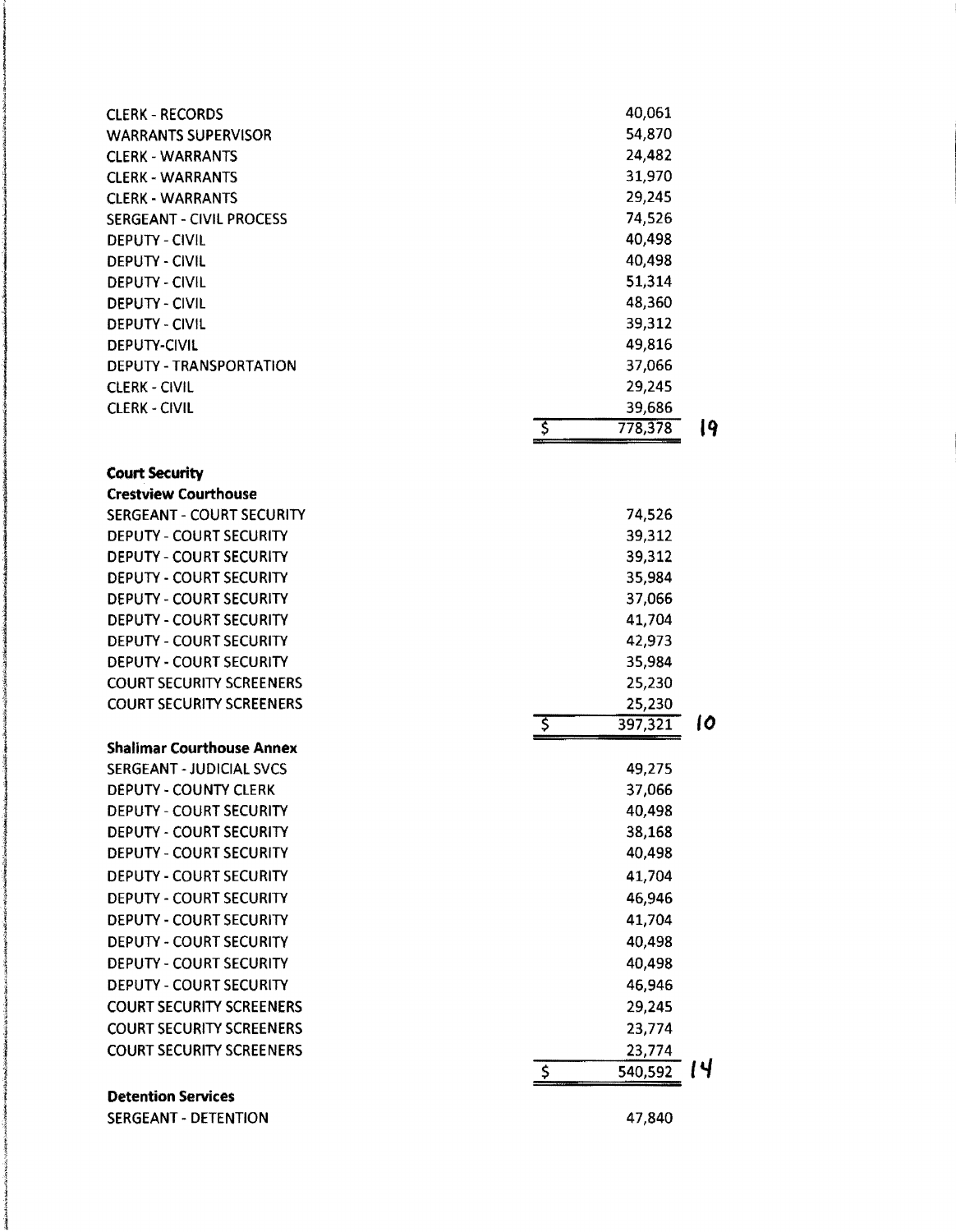| | |
|---|---|
| CLERK - RECORDS | 40,061 |
| WARRANTS SUPERVISOR | 54,870 |
| CLERK - WARRANTS | 24,482 |
| CLERK - WARRANTS | 31,970 |
| CLERK - WARRANTS | 29,245 |
| SERGEANT - CIVIL PROCESS | 74,526 |
| DEPUTY - CIVIL | 40,498 |
| DEPUTY - CIVIL | 40,498 |
| DEPUTY - CIVIL | 51,314 |
| DEPUTY - CIVIL | 48,360 |
| DEPUTY - CIVIL | 39,312 |
| DEPUTY-CIVIL | 49,816 |
| DEPUTY - TRANSPORTATION | 37,066 |
| CLERK - CIVIL | 29,245 |
| CLERK - CIVIL | 39,686 |
| | $ 778,378 19 |

**Court Security**

**Crestview Courthouse**

| | |
|---|---|
| SERGEANT - COURT SECURITY | 74,526 |
| DEPUTY - COURT SECURITY | 39,312 |
| DEPUTY - COURT SECURITY | 39,312 |
| DEPUTY - COURT SECURITY | 35,984 |
| DEPUTY - COURT SECURITY | 37,066 |
| DEPUTY - COURT SECURITY | 41,704 |
| DEPUTY - COURT SECURITY | 42,973 |
| DEPUTY - COURT SECURITY | 35,984 |
| COURT SECURITY SCREENERS | 25,230 |
| COURT SECURITY SCREENERS | 25,230 |
| | $ 397,321 10 |

**Shalimar Courthouse Annex**

| | |
|---|---|
| SERGEANT - JUDICIAL SVCS | 49,275 |
| DEPUTY - COUNTY CLERK | 37,066 |
| DEPUTY - COURT SECURITY | 40,498 |
| DEPUTY - COURT SECURITY | 38,168 |
| DEPUTY - COURT SECURITY | 40,498 |
| DEPUTY - COURT SECURITY | 41,704 |
| DEPUTY - COURT SECURITY | 46,946 |
| DEPUTY - COURT SECURITY | 41,704 |
| DEPUTY - COURT SECURITY | 40,498 |
| DEPUTY - COURT SECURITY | 40,498 |
| DEPUTY - COURT SECURITY | 46,946 |
| COURT SECURITY SCREENERS | 29,245 |
| COURT SECURITY SCREENERS | 23,774 |
| COURT SECURITY SCREENERS | 23,774 |
| | $ 540,592 14 |

**Detention Services**

| | |
|---|---|
| SERGEANT - DETENTION | 47,840 |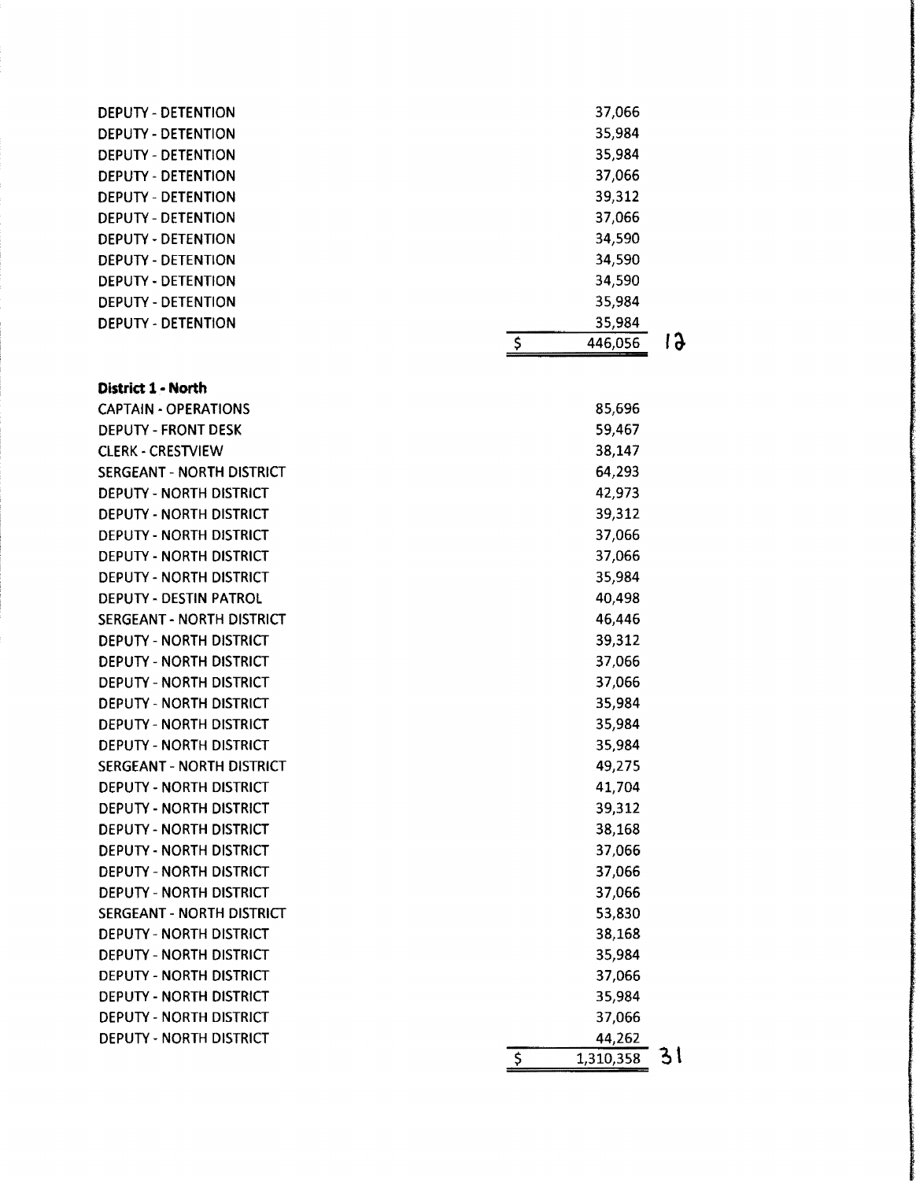| | |
|---|---|
| DEPUTY - DETENTION | 37,066 |
| DEPUTY - DETENTION | 35,984 |
| DEPUTY - DETENTION | 35,984 |
| DEPUTY - DETENTION | 37,066 |
| DEPUTY - DETENTION | 39,312 |
| DEPUTY - DETENTION | 37,066 |
| DEPUTY - DETENTION | 34,590 |
| DEPUTY - DETENTION | 34,590 |
| DEPUTY - DETENTION | 34,590 |
| DEPUTY - DETENTION | 35,984 |
| DEPUTY - DETENTION | 35,984 |
| | $ 446,056 &nbsp; 12 |

**District 1 - North**

| | |
|---|---|
| CAPTAIN - OPERATIONS | 85,696 |
| DEPUTY - FRONT DESK | 59,467 |
| CLERK - CRESTVIEW | 38,147 |
| SERGEANT - NORTH DISTRICT | 64,293 |
| DEPUTY - NORTH DISTRICT | 42,973 |
| DEPUTY - NORTH DISTRICT | 39,312 |
| DEPUTY - NORTH DISTRICT | 37,066 |
| DEPUTY - NORTH DISTRICT | 37,066 |
| DEPUTY - NORTH DISTRICT | 35,984 |
| DEPUTY - DESTIN PATROL | 40,498 |
| SERGEANT - NORTH DISTRICT | 46,446 |
| DEPUTY - NORTH DISTRICT | 39,312 |
| DEPUTY - NORTH DISTRICT | 37,066 |
| DEPUTY - NORTH DISTRICT | 37,066 |
| DEPUTY - NORTH DISTRICT | 35,984 |
| DEPUTY - NORTH DISTRICT | 35,984 |
| DEPUTY - NORTH DISTRICT | 35,984 |
| SERGEANT - NORTH DISTRICT | 49,275 |
| DEPUTY - NORTH DISTRICT | 41,704 |
| DEPUTY - NORTH DISTRICT | 39,312 |
| DEPUTY - NORTH DISTRICT | 38,168 |
| DEPUTY - NORTH DISTRICT | 37,066 |
| DEPUTY - NORTH DISTRICT | 37,066 |
| DEPUTY - NORTH DISTRICT | 37,066 |
| SERGEANT - NORTH DISTRICT | 53,830 |
| DEPUTY - NORTH DISTRICT | 38,168 |
| DEPUTY - NORTH DISTRICT | 35,984 |
| DEPUTY - NORTH DISTRICT | 37,066 |
| DEPUTY - NORTH DISTRICT | 35,984 |
| DEPUTY - NORTH DISTRICT | 37,066 |
| DEPUTY - NORTH DISTRICT | 44,262 |
| | $ 1,310,358 &nbsp; 31 |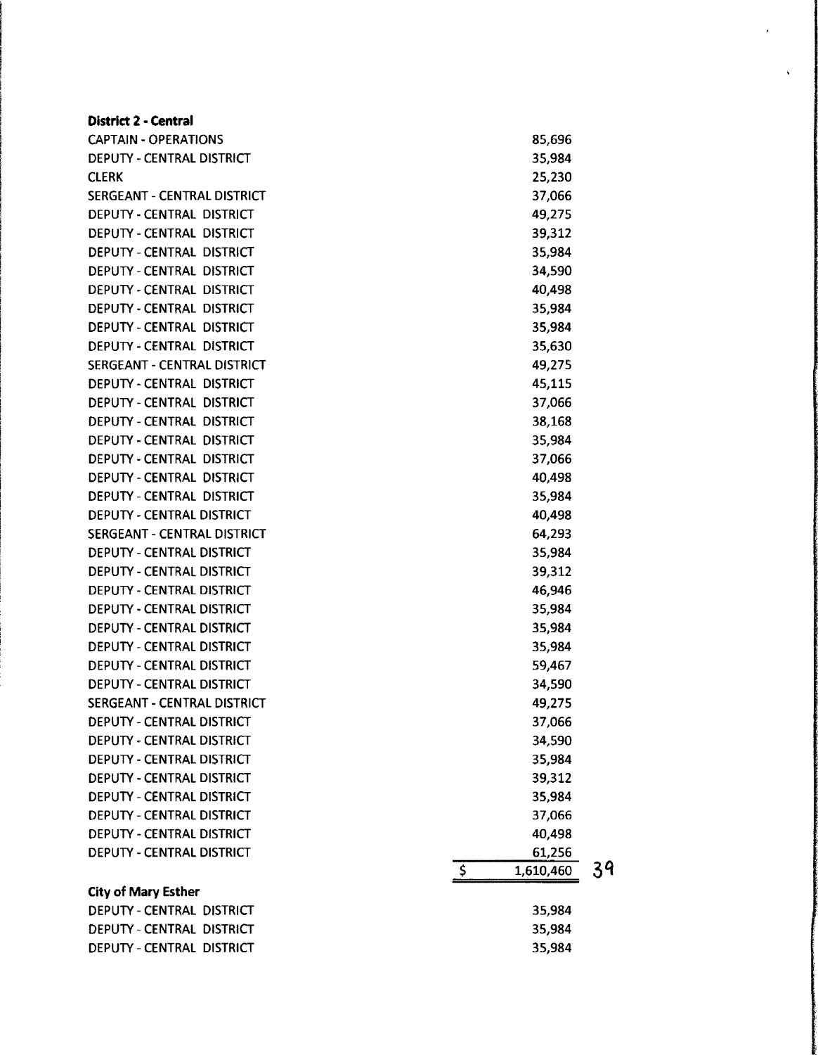**District 2 - Central**

| | |
|---|---|
| CAPTAIN - OPERATIONS | 85,696 |
| DEPUTY - CENTRAL DISTRICT | 35,984 |
| CLERK | 25,230 |
| SERGEANT - CENTRAL DISTRICT | 37,066 |
| DEPUTY - CENTRAL DISTRICT | 49,275 |
| DEPUTY - CENTRAL DISTRICT | 39,312 |
| DEPUTY - CENTRAL DISTRICT | 35,984 |
| DEPUTY - CENTRAL DISTRICT | 34,590 |
| DEPUTY - CENTRAL DISTRICT | 40,498 |
| DEPUTY - CENTRAL DISTRICT | 35,984 |
| DEPUTY - CENTRAL DISTRICT | 35,984 |
| DEPUTY - CENTRAL DISTRICT | 35,630 |
| SERGEANT - CENTRAL DISTRICT | 49,275 |
| DEPUTY - CENTRAL DISTRICT | 45,115 |
| DEPUTY - CENTRAL DISTRICT | 37,066 |
| DEPUTY - CENTRAL DISTRICT | 38,168 |
| DEPUTY - CENTRAL DISTRICT | 35,984 |
| DEPUTY - CENTRAL DISTRICT | 37,066 |
| DEPUTY - CENTRAL DISTRICT | 40,498 |
| DEPUTY - CENTRAL DISTRICT | 35,984 |
| DEPUTY - CENTRAL DISTRICT | 40,498 |
| SERGEANT - CENTRAL DISTRICT | 64,293 |
| DEPUTY - CENTRAL DISTRICT | 35,984 |
| DEPUTY - CENTRAL DISTRICT | 39,312 |
| DEPUTY - CENTRAL DISTRICT | 46,946 |
| DEPUTY - CENTRAL DISTRICT | 35,984 |
| DEPUTY - CENTRAL DISTRICT | 35,984 |
| DEPUTY - CENTRAL DISTRICT | 35,984 |
| DEPUTY - CENTRAL DISTRICT | 59,467 |
| DEPUTY - CENTRAL DISTRICT | 34,590 |
| SERGEANT - CENTRAL DISTRICT | 49,275 |
| DEPUTY - CENTRAL DISTRICT | 37,066 |
| DEPUTY - CENTRAL DISTRICT | 34,590 |
| DEPUTY - CENTRAL DISTRICT | 35,984 |
| DEPUTY - CENTRAL DISTRICT | 39,312 |
| DEPUTY - CENTRAL DISTRICT | 35,984 |
| DEPUTY - CENTRAL DISTRICT | 37,066 |
| DEPUTY - CENTRAL DISTRICT | 40,498 |
| DEPUTY - CENTRAL DISTRICT | 61,256 |
| | $ 1,610,460 39 |

**City of Mary Esther**

| | |
|---|---|
| DEPUTY - CENTRAL DISTRICT | 35,984 |
| DEPUTY - CENTRAL DISTRICT | 35,984 |
| DEPUTY - CENTRAL DISTRICT | 35,984 |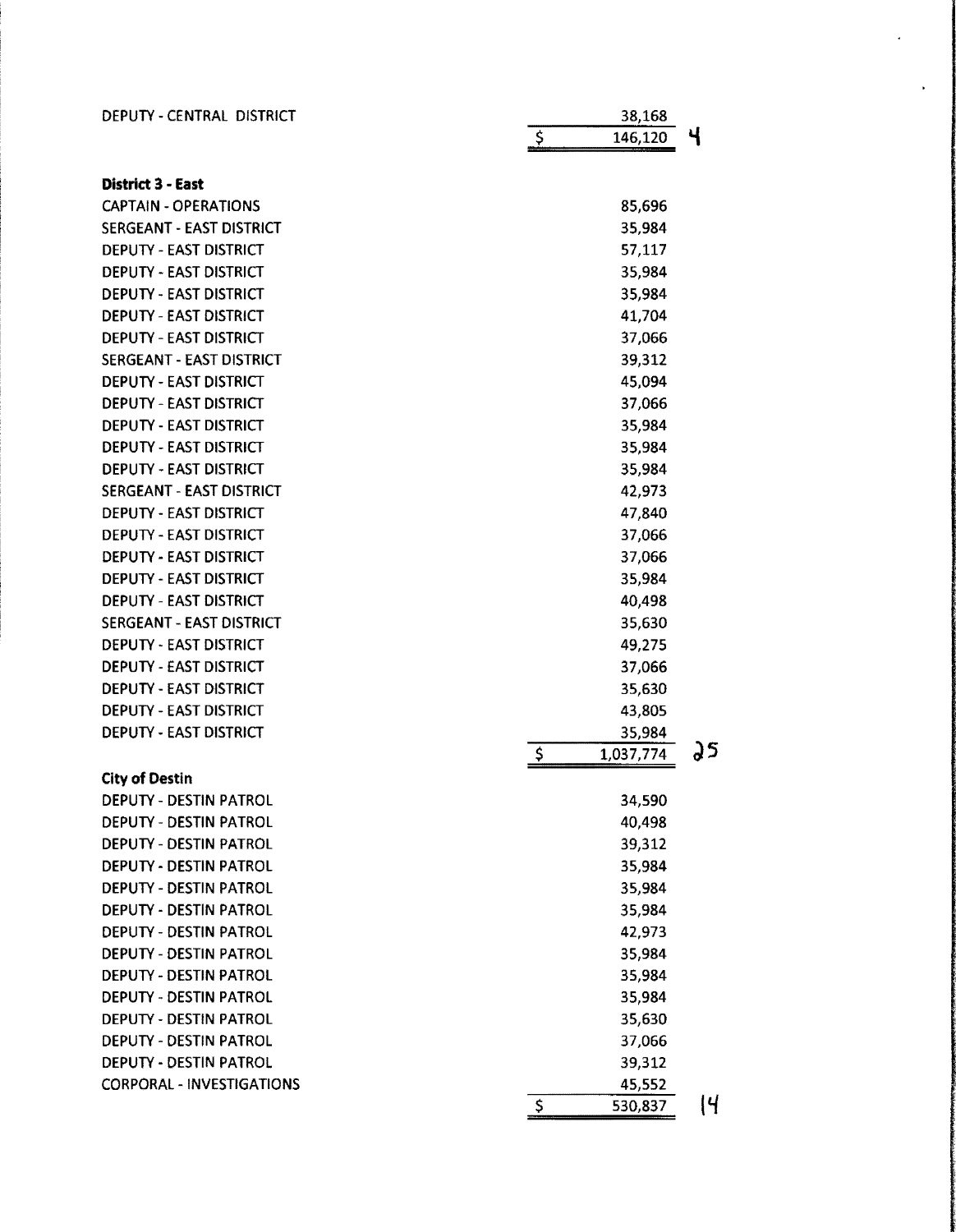| | | |
|---|---|---|
| DEPUTY - CENTRAL DISTRICT | 38,168 | |
| | $ 146,120 | 4 |
| **District 3 - East** | | |
| CAPTAIN - OPERATIONS | 85,696 | |
| SERGEANT - EAST DISTRICT | 35,984 | |
| DEPUTY - EAST DISTRICT | 57,117 | |
| DEPUTY - EAST DISTRICT | 35,984 | |
| DEPUTY - EAST DISTRICT | 35,984 | |
| DEPUTY - EAST DISTRICT | 41,704 | |
| DEPUTY - EAST DISTRICT | 37,066 | |
| SERGEANT - EAST DISTRICT | 39,312 | |
| DEPUTY - EAST DISTRICT | 45,094 | |
| DEPUTY - EAST DISTRICT | 37,066 | |
| DEPUTY - EAST DISTRICT | 35,984 | |
| DEPUTY - EAST DISTRICT | 35,984 | |
| DEPUTY - EAST DISTRICT | 35,984 | |
| SERGEANT - EAST DISTRICT | 42,973 | |
| DEPUTY - EAST DISTRICT | 47,840 | |
| DEPUTY - EAST DISTRICT | 37,066 | |
| DEPUTY - EAST DISTRICT | 37,066 | |
| DEPUTY - EAST DISTRICT | 35,984 | |
| DEPUTY - EAST DISTRICT | 40,498 | |
| SERGEANT - EAST DISTRICT | 35,630 | |
| DEPUTY - EAST DISTRICT | 49,275 | |
| DEPUTY - EAST DISTRICT | 37,066 | |
| DEPUTY - EAST DISTRICT | 35,630 | |
| DEPUTY - EAST DISTRICT | 43,805 | |
| DEPUTY - EAST DISTRICT | 35,984 | |
| | $ 1,037,774 | 25 |
| **City of Destin** | | |
| DEPUTY - DESTIN PATROL | 34,590 | |
| DEPUTY - DESTIN PATROL | 40,498 | |
| DEPUTY - DESTIN PATROL | 39,312 | |
| DEPUTY - DESTIN PATROL | 35,984 | |
| DEPUTY - DESTIN PATROL | 35,984 | |
| DEPUTY - DESTIN PATROL | 35,984 | |
| DEPUTY - DESTIN PATROL | 42,973 | |
| DEPUTY - DESTIN PATROL | 35,984 | |
| DEPUTY - DESTIN PATROL | 35,984 | |
| DEPUTY - DESTIN PATROL | 35,984 | |
| DEPUTY - DESTIN PATROL | 35,630 | |
| DEPUTY - DESTIN PATROL | 37,066 | |
| DEPUTY - DESTIN PATROL | 39,312 | |
| CORPORAL - INVESTIGATIONS | 45,552 | |
| | $ 530,837 | 14 |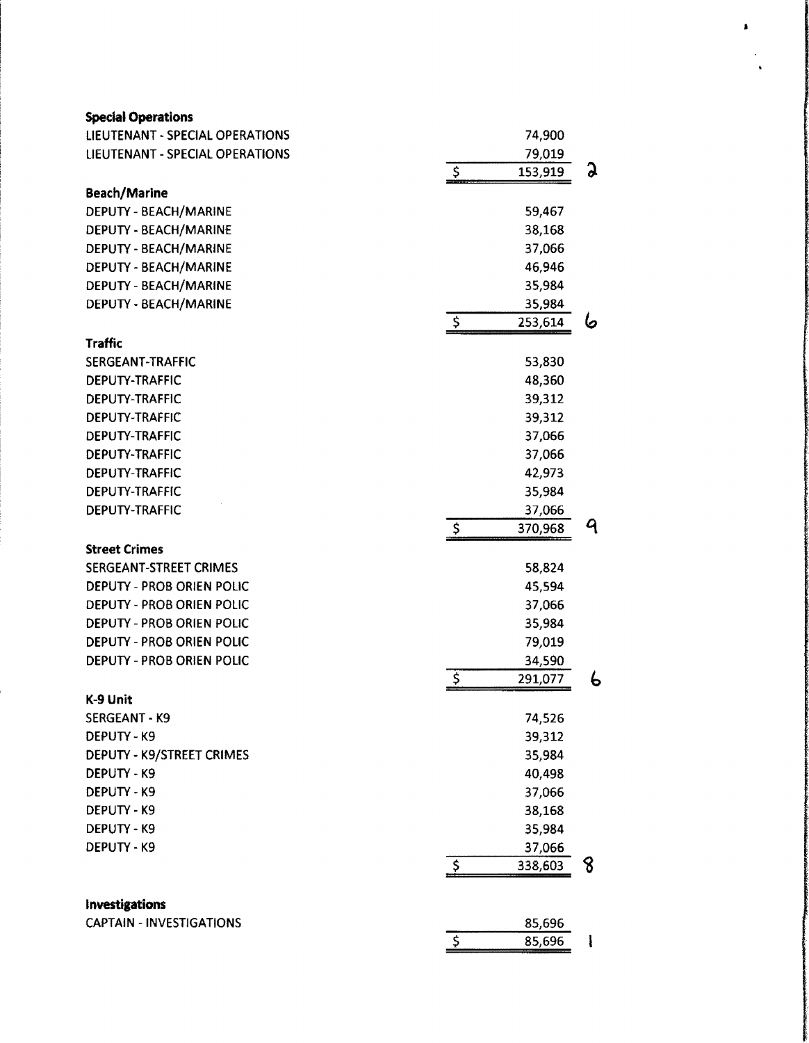**Special Operations**

| | | |
|---|---|---|
| LIEUTENANT - SPECIAL OPERATIONS | 74,900 | |
| LIEUTENANT - SPECIAL OPERATIONS | 79,019 | |
| | $ 153,919 | 2 |

**Beach/Marine**

| | | |
|---|---|---|
| DEPUTY - BEACH/MARINE | 59,467 | |
| DEPUTY - BEACH/MARINE | 38,168 | |
| DEPUTY - BEACH/MARINE | 37,066 | |
| DEPUTY - BEACH/MARINE | 46,946 | |
| DEPUTY - BEACH/MARINE | 35,984 | |
| DEPUTY - BEACH/MARINE | 35,984 | |
| | $ 253,614 | 6 |

**Traffic**

| | | |
|---|---|---|
| SERGEANT-TRAFFIC | 53,830 | |
| DEPUTY-TRAFFIC | 48,360 | |
| DEPUTY-TRAFFIC | 39,312 | |
| DEPUTY-TRAFFIC | 39,312 | |
| DEPUTY-TRAFFIC | 37,066 | |
| DEPUTY-TRAFFIC | 37,066 | |
| DEPUTY-TRAFFIC | 42,973 | |
| DEPUTY-TRAFFIC | 35,984 | |
| DEPUTY-TRAFFIC | 37,066 | |
| | $ 370,968 | 9 |

**Street Crimes**

| | | |
|---|---|---|
| SERGEANT-STREET CRIMES | 58,824 | |
| DEPUTY - PROB ORIEN POLIC | 45,594 | |
| DEPUTY - PROB ORIEN POLIC | 37,066 | |
| DEPUTY - PROB ORIEN POLIC | 35,984 | |
| DEPUTY - PROB ORIEN POLIC | 79,019 | |
| DEPUTY - PROB ORIEN POLIC | 34,590 | |
| | $ 291,077 | 6 |

**K-9 Unit**

| | | |
|---|---|---|
| SERGEANT - K9 | 74,526 | |
| DEPUTY - K9 | 39,312 | |
| DEPUTY - K9/STREET CRIMES | 35,984 | |
| DEPUTY - K9 | 40,498 | |
| DEPUTY - K9 | 37,066 | |
| DEPUTY - K9 | 38,168 | |
| DEPUTY - K9 | 35,984 | |
| DEPUTY - K9 | 37,066 | |
| | $ 338,603 | 8 |

**Investigations**

| | | |
|---|---|---|
| CAPTAIN - INVESTIGATIONS | 85,696 | |
| | $ 85,696 | 1 |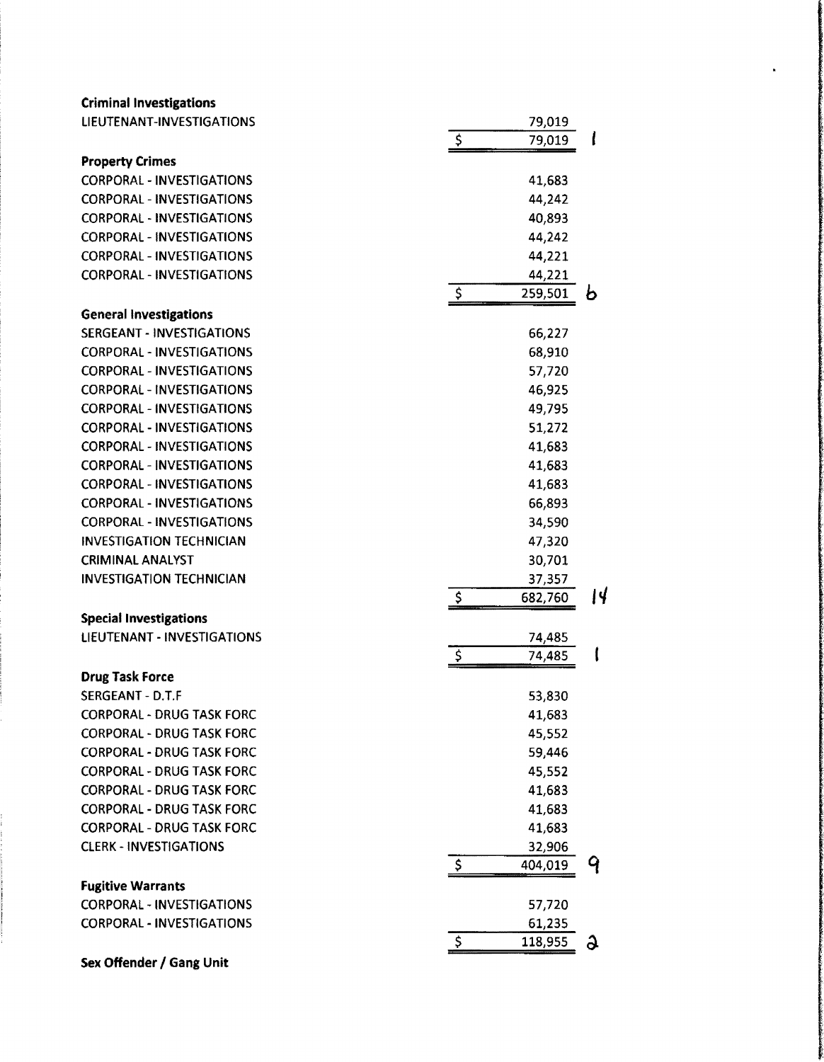**Criminal Investigations**

| Position | Amount | Count |
|---|---|---|
| LIEUTENANT-INVESTIGATIONS | 79,019 | |
| | $ 79,019 | 1 |

**Property Crimes**

| Position | Amount | Count |
|---|---|---|
| CORPORAL - INVESTIGATIONS | 41,683 | |
| CORPORAL - INVESTIGATIONS | 44,242 | |
| CORPORAL - INVESTIGATIONS | 40,893 | |
| CORPORAL - INVESTIGATIONS | 44,242 | |
| CORPORAL - INVESTIGATIONS | 44,221 | |
| CORPORAL - INVESTIGATIONS | 44,221 | |
| | $ 259,501 | 6 |

**General Investigations**

| Position | Amount | Count |
|---|---|---|
| SERGEANT - INVESTIGATIONS | 66,227 | |
| CORPORAL - INVESTIGATIONS | 68,910 | |
| CORPORAL - INVESTIGATIONS | 57,720 | |
| CORPORAL - INVESTIGATIONS | 46,925 | |
| CORPORAL - INVESTIGATIONS | 49,795 | |
| CORPORAL - INVESTIGATIONS | 51,272 | |
| CORPORAL - INVESTIGATIONS | 41,683 | |
| CORPORAL - INVESTIGATIONS | 41,683 | |
| CORPORAL - INVESTIGATIONS | 41,683 | |
| CORPORAL - INVESTIGATIONS | 66,893 | |
| CORPORAL - INVESTIGATIONS | 34,590 | |
| INVESTIGATION TECHNICIAN | 47,320 | |
| CRIMINAL ANALYST | 30,701 | |
| INVESTIGATION TECHNICIAN | 37,357 | |
| | $ 682,760 | 14 |

**Special Investigations**

| Position | Amount | Count |
|---|---|---|
| LIEUTENANT - INVESTIGATIONS | 74,485 | |
| | $ 74,485 | 1 |

**Drug Task Force**

| Position | Amount | Count |
|---|---|---|
| SERGEANT - D.T.F | 53,830 | |
| CORPORAL - DRUG TASK FORC | 41,683 | |
| CORPORAL - DRUG TASK FORC | 45,552 | |
| CORPORAL - DRUG TASK FORC | 59,446 | |
| CORPORAL - DRUG TASK FORC | 45,552 | |
| CORPORAL - DRUG TASK FORC | 41,683 | |
| CORPORAL - DRUG TASK FORC | 41,683 | |
| CORPORAL - DRUG TASK FORC | 41,683 | |
| CLERK - INVESTIGATIONS | 32,906 | |
| | $ 404,019 | 9 |

**Fugitive Warrants**

| Position | Amount | Count |
|---|---|---|
| CORPORAL - INVESTIGATIONS | 57,720 | |
| CORPORAL - INVESTIGATIONS | 61,235 | |
| | $ 118,955 | 2 |

**Sex Offender / Gang Unit**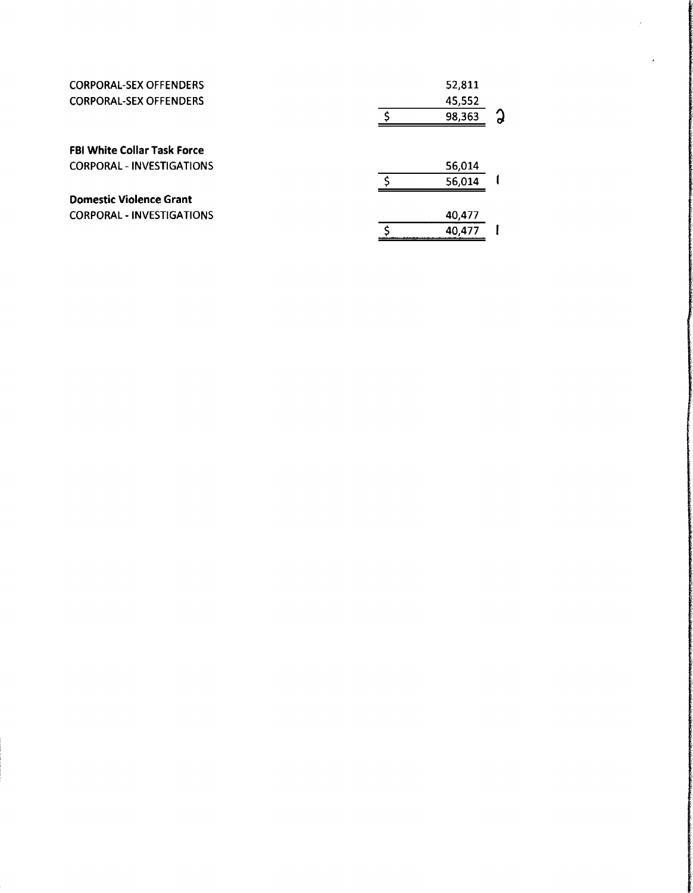| | | | |
|---|---|---|---|
| CORPORAL-SEX OFFENDERS | | 52,811 | |
| CORPORAL-SEX OFFENDERS | | 45,552 | |
| | $ | 98,363 | 2 |
| | | | |
| **FBI White Collar Task Force** | | | |
| CORPORAL - INVESTIGATIONS | | 56,014 | |
| | $ | 56,014 | 1 |
| **Domestic Violence Grant** | | | |
| CORPORAL - INVESTIGATIONS | | 40,477 | |
| | $ | 40,477 | 1 |